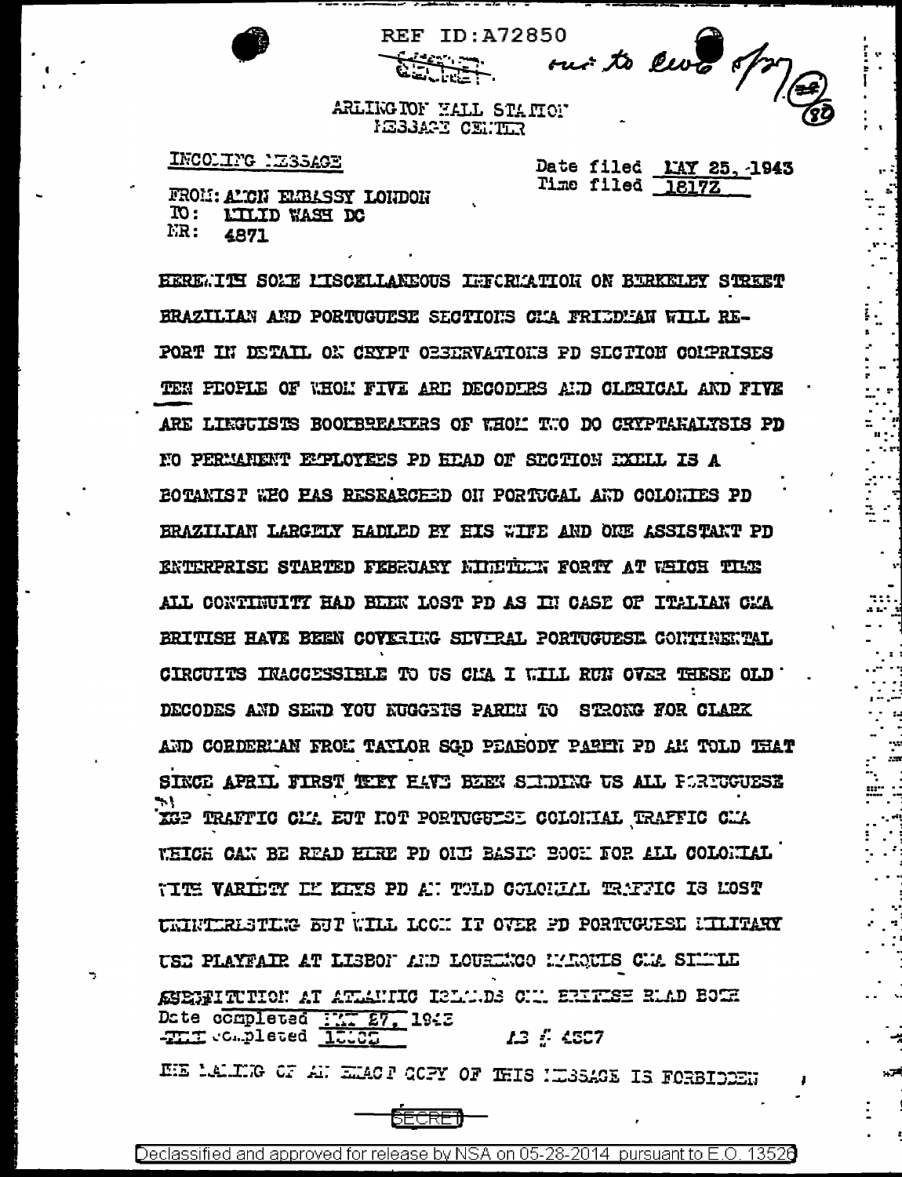REF ID:A72850

SECRET

out to Evo 5/27

ARLINGTON HALL STATION
MESSAGE CENTER

INCOMING MESSAGE

Date filed MAY 25, 1943
Time filed 1817Z

FROM: AMCON EMBASSY LONDON
TO: MILID WASH DC
NR: 4871

HEREWITH SOME MISCELLANEOUS INFORMATION ON BERKELEY STREET BRAZILIAN AND PORTUGUESE SECTIONS CMA FRIEDMAN WILL REPORT IN DETAIL ON CRYPT OBSERVATIONS PD SECTION COMPRISES TEN PEOPLE OF WHOM FIVE ARE DECODERS AND CLERICAL AND FIVE ARE LINGUISTS BOOKBREAKERS OF WHOM TWO DO CRYPTANALYSIS PD NO PERMANENT EMPLOYEES PD HEAD OF SECTION EXELL IS A BOTANIST WHO HAS RESEARCHED ON PORTUGAL AND COLONIES PD BRAZILIAN LARGELY HADLED BY HIS WIFE AND ONE ASSISTANT PD ENTERPRISE STARTED FEBRUARY NINETEEN FORTY AT WHICH TIME ALL CONTINUITY HAD BEEN LOST PD AS IN CASE OF ITALIAN CMA BRITISH HAVE BEEN COVERING SEVERAL PORTUGUESE CONTINENTAL CIRCUITS INACCESSIBLE TO US CMA I WILL RUN OVER THESE OLD DECODES AND SEND YOU NUGGETS PAREN TO STRONG FOR CLARK AND CORDERMAN FROM TAYLOR SGD PEABODY PAREN PD AM TOLD THAT SINCE APRIL FIRST THEY HAVE BEEN SENDING US ALL PORTUGUESE XGP TRAFFIC CMA BUT NOT PORTUGUESE COLONIAL TRAFFIC CMA WHICH CAN BE READ HERE PD ONE BASIC BOOK FOR ALL COLONIAL WITH VARIETY IN KEYS PD AM TOLD COLONIAL TRAFFIC IS MOST UNINTERESTING BUT WILL LOOK IT OVER PD PORTUGUESE MILITARY USE PLAYFAIR AT LISBON AND LOURENCO MARQUES CMA SIMPLE SUBSTITUTION AT ATLANTIC ISLANDS CMA BRITISH READ BOTH

Date completed MAY 27, 1943
Time completed 1000Z

AS # 4507

THE MAKING OF AN EXACT COPY OF THIS MESSAGE IS FORBIDDEN

SECRET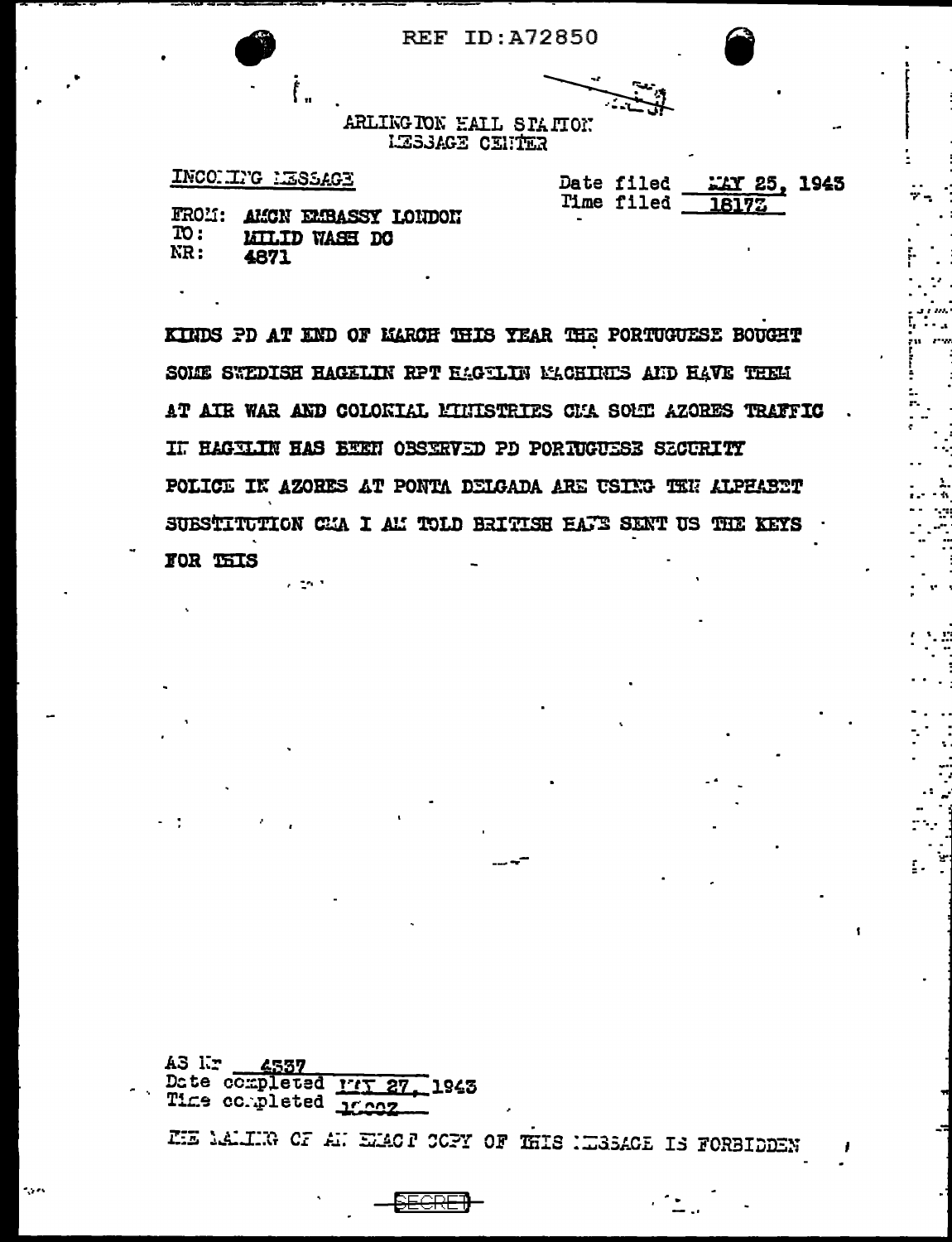REF ID:A72850

ARLINGTON HALL STATION
MESSAGE CENTER

INCOMING MESSAGE

Date filed MAY 25, 1945
Time filed 1817Z

FROM: AMCN EMBASSY LONDON
TO: MILID WASH DC
NR: 4871

KINDS PD AT END OF MARCH THIS YEAR THE PORTUGUESE BOUGHT SOME SWEDISH HAGELIN RPT HAGELIN MACHINES AND HAVE THEM AT AIR WAR AND COLONIAL MINISTRIES CMA SOME AZORES TRAFFIC IN HAGELIN HAS BEEN OBSERVED PD PORTUGUESE SECURITY POLICE IN AZORES AT PONTA DELGADA ARE USING THE ALPHABET SUBSTITUTION CMA I AM TOLD BRITISH HAVE SENT US THE KEYS FOR THIS

AS Nr 4537
Date completed MAY 27, 1943
Time completed 1600Z

THE MAKING OF AN EXACT COPY OF THIS MESSAGE IS FORBIDDEN

SECRET